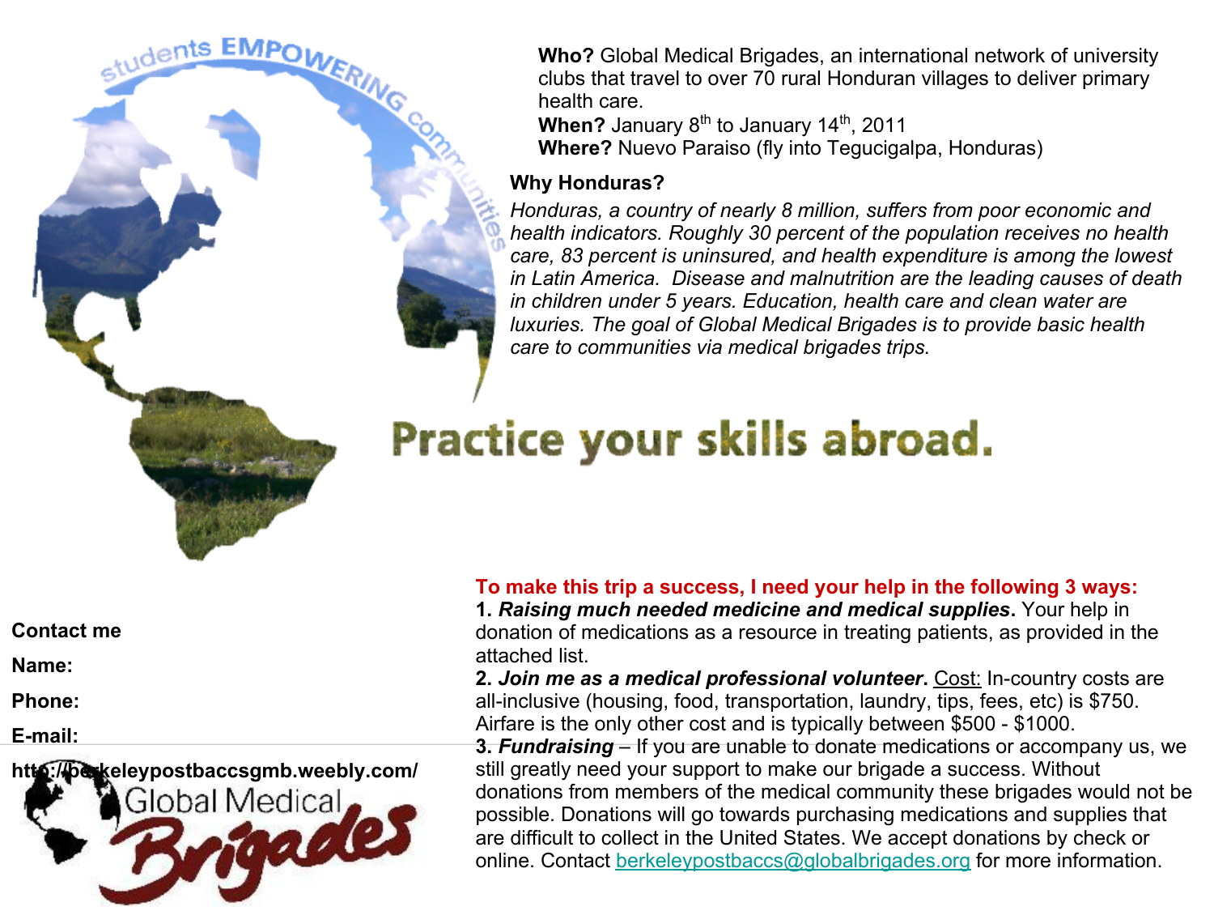students EMPOWERING communities

**Who?** Global Medical Brigades, an international network of university clubs that travel to over 70 rural Honduran villages to deliver primary health care.
**When?** January 8th to January 14th, 2011
**Where?** Nuevo Paraiso (fly into Tegucigalpa, Honduras)

**Why Honduras?**

*Honduras, a country of nearly 8 million, suffers from poor economic and health indicators. Roughly 30 percent of the population receives no health care, 83 percent is uninsured, and health expenditure is among the lowest in Latin America. Disease and malnutrition are the leading causes of death in children under 5 years. Education, health care and clean water are luxuries. The goal of Global Medical Brigades is to provide basic health care to communities via medical brigades trips.*

## Practice your skills abroad.

**Contact me**

**Name:**

**Phone:**

**E-mail:**

**http://berkeleypostbaccsgmb.weebly.com/**

Global Medical Brigades

**To make this trip a success, I need your help in the following 3 ways:**

**1.** ***Raising much needed medicine and medical supplies*****.** Your help in donation of medications as a resource in treating patients, as provided in the attached list.

**2.** ***Join me as a medical professional volunteer*****.** Cost: In-country costs are all-inclusive (housing, food, transportation, laundry, tips, fees, etc) is $750. Airfare is the only other cost and is typically between $500 - $1000.

**3.** ***Fundraising*** – If you are unable to donate medications or accompany us, we still greatly need your support to make our brigade a success. Without donations from members of the medical community these brigades would not be possible. Donations will go towards purchasing medications and supplies that are difficult to collect in the United States. We accept donations by check or online. Contact berkeleypostbaccs@globalbrigades.org for more information.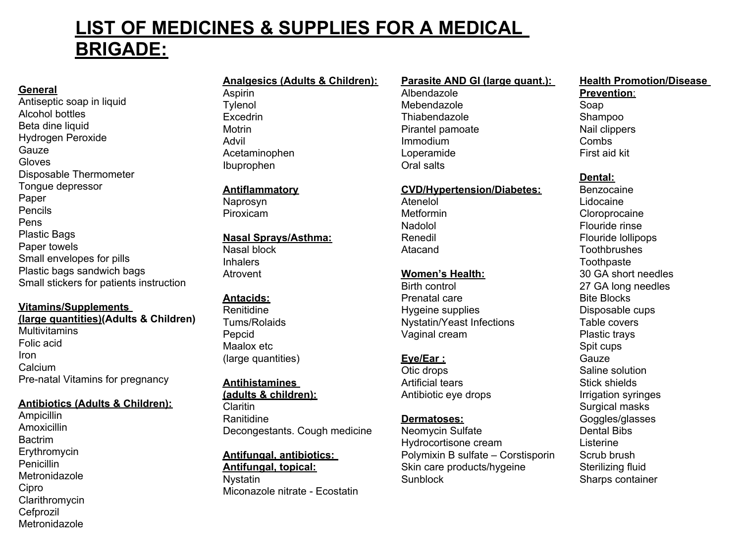# LIST OF MEDICINES & SUPPLIES FOR A MEDICAL BRIGADE:

**General**

Antiseptic soap in liquid
Alcohol bottles
Beta dine liquid
Hydrogen Peroxide
Gauze
Gloves
Disposable Thermometer
Tongue depressor
Paper
Pencils
Pens
Plastic Bags
Paper towels
Small envelopes for pills
Plastic bags sandwich bags
Small stickers for patients instruction

**Vitamins/Supplements (large quantities)(Adults & Children)**

Multivitamins
Folic acid
Iron
Calcium
Pre-natal Vitamins for pregnancy

**Antibiotics (Adults & Children):**

Ampicillin
Amoxicillin
Bactrim
Erythromycin
Penicillin
Metronidazole
Cipro
Clarithromycin
Cefprozil
Metronidazole

**Analgesics (Adults & Children):**

Aspirin
Tylenol
Excedrin
Motrin
Advil
Acetaminophen
Ibuprophen

**Antiflammatory**

Naprosyn
Piroxicam

**Nasal Sprays/Asthma:**

Nasal block
Inhalers
Atrovent

**Antacids:**

Renitidine
Tums/Rolaids
Pepcid
Maalox etc
(large quantities)

**Antihistamines (adults & children):**

Claritin
Ranitidine
Decongestants. Cough medicine

**Antifungal, antibiotics:**
**Antifungal, topical:**

Nystatin
Miconazole nitrate - Ecostatin

**Parasite AND GI (large quant.):**

Albendazole
Mebendazole
Thiabendazole
Pirantel pamoate
Immodium
Loperamide
Oral salts

**CVD/Hypertension/Diabetes:**

Atenelol
Metformin
Nadolol
Renedil
Atacand

**Women's Health:**

Birth control
Prenatal care
Hygeine supplies
Nystatin/Yeast Infections
Vaginal cream

**Eye/Ear :**

Otic drops
Artificial tears
Antibiotic eye drops

**Dermatoses:**

Neomycin Sulfate
Hydrocortisone cream
Polymixin B sulfate – Corstisporin
Skin care products/hygeine
Sunblock

**Health Promotion/Disease Prevention**:

Soap
Shampoo
Nail clippers
Combs
First aid kit

**Dental:**

Benzocaine
Lidocaine
Cloroprocaine
Flouride rinse
Flouride lollipops
Toothbrushes
Toothpaste
30 GA short needles
27 GA long needles
Bite Blocks
Disposable cups
Table covers
Plastic trays
Spit cups
Gauze
Saline solution
Stick shields
Irrigation syringes
Surgical masks
Goggles/glasses
Dental Bibs
Listerine
Scrub brush
Sterilizing fluid
Sharps container